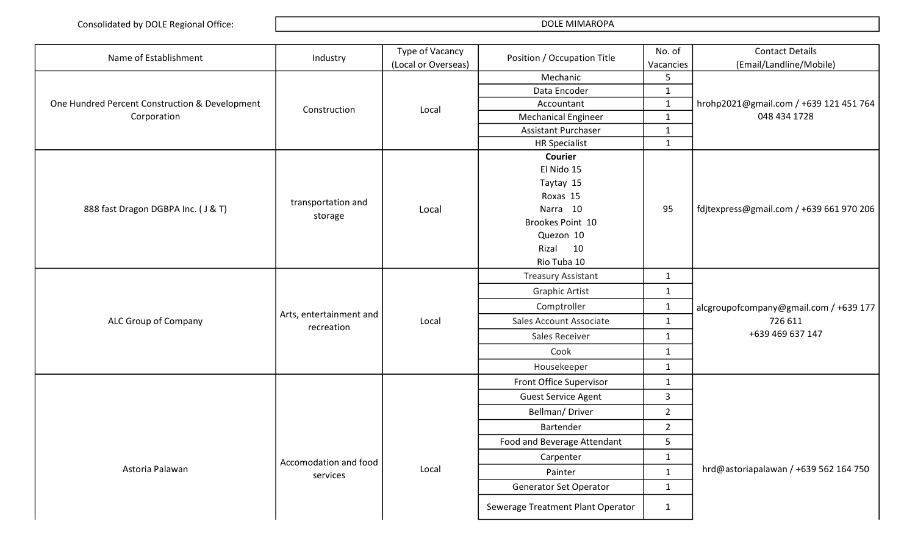Consolidated by DOLE Regional Office: DOLE MIMAROPA

| Name of Establishment | Industry | Type of Vacancy (Local or Overseas) | Position / Occupation Title | No. of Vacancies | Contact Details (Email/Landline/Mobile) |
|---|---|---|---|---|---|
| One Hundred Percent Construction & Development Corporation | Construction | Local | Mechanic | 5 | hrohp2021@gmail.com / +639 121 451 764 048 434 1728 |
| | | | Data Encoder | 1 | |
| | | | Accountant | 1 | |
| | | | Mechanical Engineer | 1 | |
| | | | Assistant Purchaser | 1 | |
| | | | HR Specialist | 1 | |
| 888 fast Dragon DGBPA Inc. ( J & T) | transportation and storage | Local | **Courier** El Nido 15 Taytay 15 Roxas 15 Narra 10 Brookes Point 10 Quezon 10 Rizal 10 Rio Tuba 10 | 95 | fdjtexpress@gmail.com / +639 661 970 206 |
| ALC Group of Company | Arts, entertainment and recreation | Local | Treasury Assistant | 1 | alcgroupofcompany@gmail.com / +639 177 726 611 +639 469 637 147 |
| | | | Graphic Artist | 1 | |
| | | | Comptroller | 1 | |
| | | | Sales Account Associate | 1 | |
| | | | Sales Receiver | 1 | |
| | | | Cook | 1 | |
| | | | Housekeeper | 1 | |
| Astoria Palawan | Accomodation and food services | Local | Front Office Supervisor | 1 | hrd@astoriapalawan / +639 562 164 750 |
| | | | Guest Service Agent | 3 | |
| | | | Bellman/ Driver | 2 | |
| | | | Bartender | 2 | |
| | | | Food and Beverage Attendant | 5 | |
| | | | Carpenter | 1 | |
| | | | Painter | 1 | |
| | | | Generator Set Operator | 1 | |
| | | | Sewerage Treatment Plant Operator | 1 | |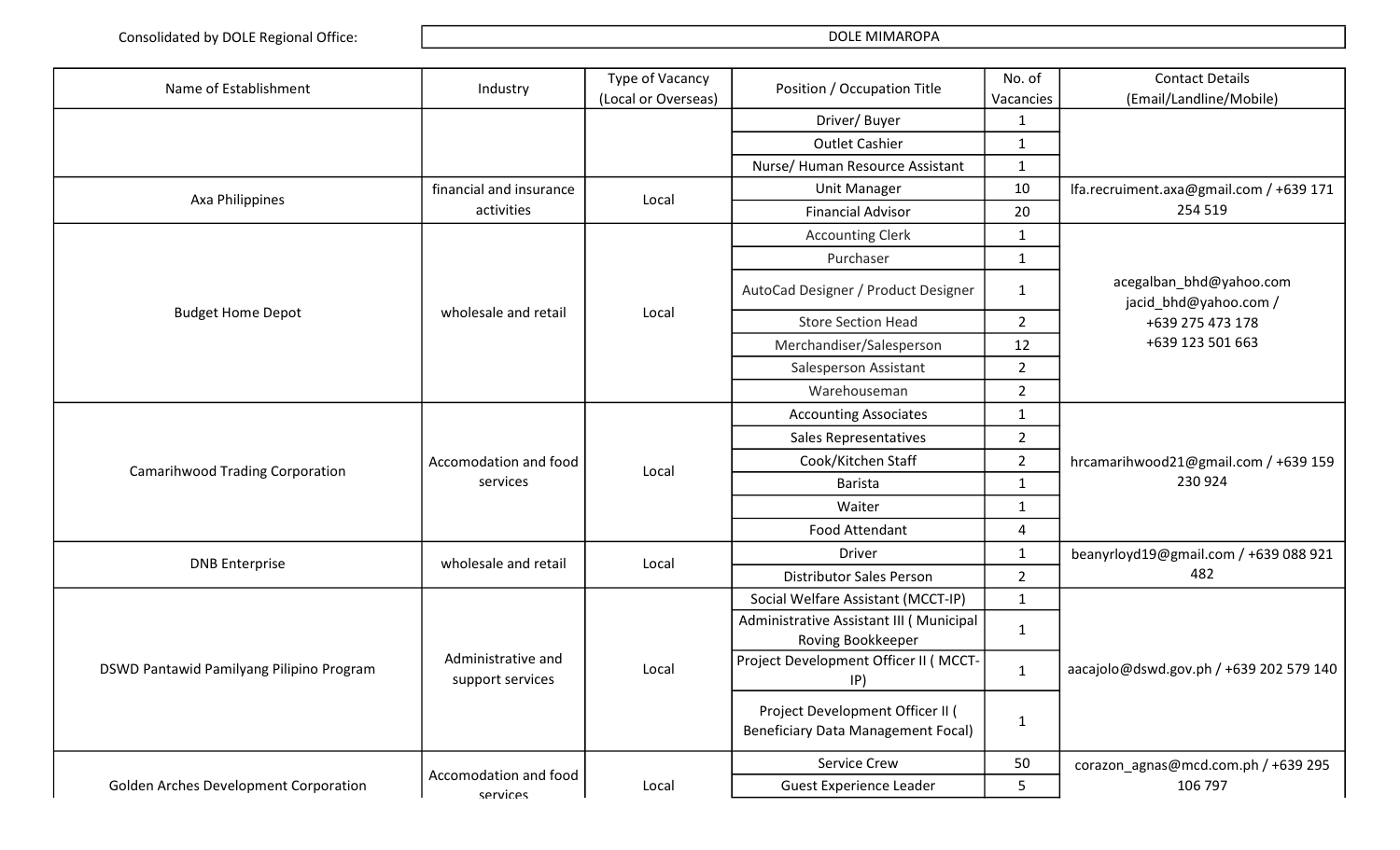Consolidated by DOLE Regional Office: DOLE MIMAROPA

| Name of Establishment | Industry | Type of Vacancy (Local or Overseas) | Position / Occupation Title | No. of Vacancies | Contact Details (Email/Landline/Mobile) |
|---|---|---|---|---|---|
| | | | Driver/ Buyer | 1 | |
| | | | Outlet Cashier | 1 | |
| | | | Nurse/ Human Resource Assistant | 1 | |
| Axa Philippines | financial and insurance activities | Local | Unit Manager | 10 | lfa.recruiment.axa@gmail.com / +639 171 254 519 |
| | | | Financial Advisor | 20 | |
| Budget Home Depot | wholesale and retail | Local | Accounting Clerk | 1 | acegalban_bhd@yahoo.com jacid_bhd@yahoo.com / +639 275 473 178 +639 123 501 663 |
| | | | Purchaser | 1 | |
| | | | AutoCad Designer / Product Designer | 1 | |
| | | | Store Section Head | 2 | |
| | | | Merchandiser/Salesperson | 12 | |
| | | | Salesperson Assistant | 2 | |
| | | | Warehouseman | 2 | |
| Camarihwood Trading Corporation | Accomodation and food services | Local | Accounting Associates | 1 | hrcamarihwood21@gmail.com / +639 159 230 924 |
| | | | Sales Representatives | 2 | |
| | | | Cook/Kitchen Staff | 2 | |
| | | | Barista | 1 | |
| | | | Waiter | 1 | |
| | | | Food Attendant | 4 | |
| DNB Enterprise | wholesale and retail | Local | Driver | 1 | beanyrloyd19@gmail.com / +639 088 921 482 |
| | | | Distributor Sales Person | 2 | |
| DSWD Pantawid Pamilyang Pilipino Program | Administrative and support services | Local | Social Welfare Assistant (MCCT-IP) | 1 | aacajolo@dswd.gov.ph / +639 202 579 140 |
| | | | Administrative Assistant III ( Municipal Roving Bookkeeper | 1 | |
| | | | Project Development Officer II ( MCCT-IP) | 1 | |
| | | | Project Development Officer II ( Beneficiary Data Management Focal) | 1 | |
| Golden Arches Development Corporation | Accomodation and food services | Local | Service Crew | 50 | corazon_agnas@mcd.com.ph / +639 295 106 797 |
| | | | Guest Experience Leader | 5 | |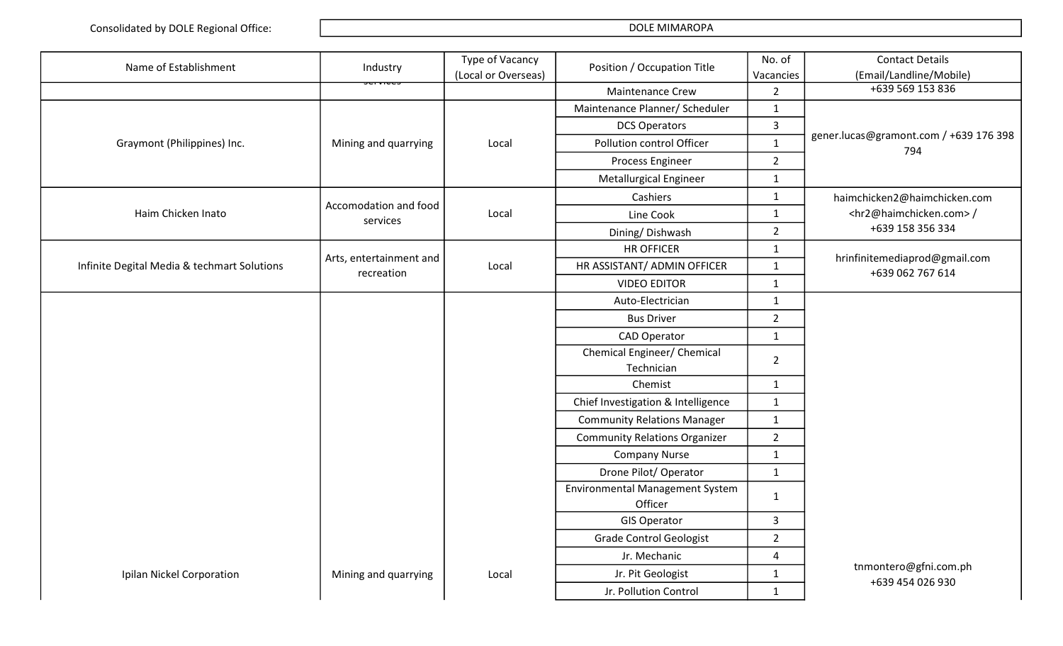Consolidated by DOLE Regional Office: DOLE MIMAROPA

| Name of Establishment | Industry | Type of Vacancy (Local or Overseas) | Position / Occupation Title | No. of Vacancies | Contact Details (Email/Landline/Mobile) |
|---|---|---|---|---|---|
| | services | | Maintenance Crew | 2 | +639 569 153 836 |
| Graymont (Philippines) Inc. | Mining and quarrying | Local | Maintenance Planner/ Scheduler | 1 | gener.lucas@gramont.com / +639 176 398 794 |
| | | | DCS Operators | 3 | |
| | | | Pollution control Officer | 1 | |
| | | | Process Engineer | 2 | |
| | | | Metallurgical Engineer | 1 | |
| Haim Chicken Inato | Accomodation and food services | Local | Cashiers | 1 | haimchicken2@haimchicken.com <hr2@haimchicken.com> / +639 158 356 334 |
| | | | Line Cook | 1 | |
| | | | Dining/ Dishwash | 2 | |
| Infinite Degital Media & techmart Solutions | Arts, entertainment and recreation | Local | HR OFFICER | 1 | hrinfinitemediaprod@gmail.com +639 062 767 614 |
| | | | HR ASSISTANT/ ADMIN OFFICER | 1 | |
| | | | VIDEO EDITOR | 1 | |
| Ipilan Nickel Corporation | Mining and quarrying | Local | Auto-Electrician | 1 | tnmontero@gfni.com.ph +639 454 026 930 |
| | | | Bus Driver | 2 | |
| | | | CAD Operator | 1 | |
| | | | Chemical Engineer/ Chemical Technician | 2 | |
| | | | Chemist | 1 | |
| | | | Chief Investigation & Intelligence | 1 | |
| | | | Community Relations Manager | 1 | |
| | | | Community Relations Organizer | 2 | |
| | | | Company Nurse | 1 | |
| | | | Drone Pilot/ Operator | 1 | |
| | | | Environmental Management System Officer | 1 | |
| | | | GIS Operator | 3 | |
| | | | Grade Control Geologist | 2 | |
| | | | Jr. Mechanic | 4 | |
| | | | Jr. Pit Geologist | 1 | |
| | | | Jr. Pollution Control | 1 | |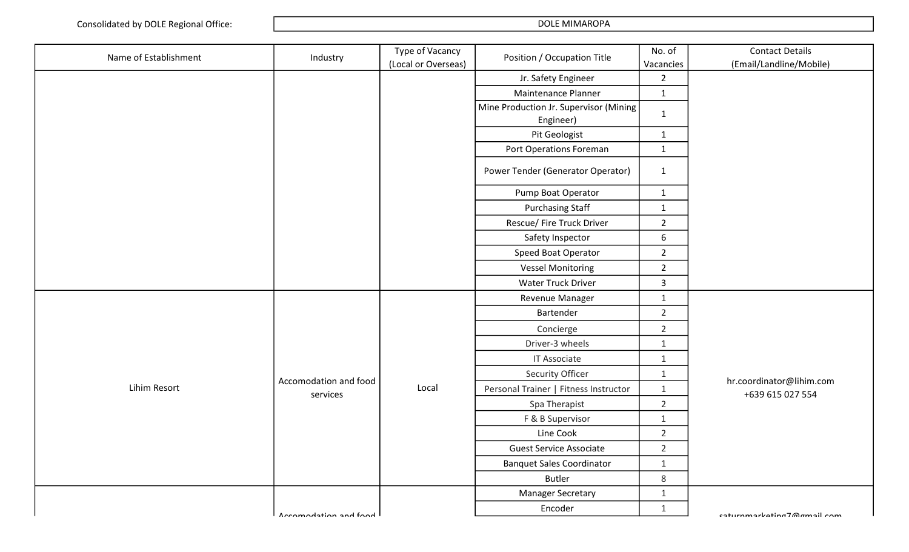Consolidated by DOLE Regional Office: DOLE MIMAROPA

| Name of Establishment | Industry | Type of Vacancy (Local or Overseas) | Position / Occupation Title | No. of Vacancies | Contact Details (Email/Landline/Mobile) |
|---|---|---|---|---|---|
| | | | Jr. Safety Engineer | 2 | |
| | | | Maintenance Planner | 1 | |
| | | | Mine Production Jr. Supervisor (Mining Engineer) | 1 | |
| | | | Pit Geologist | 1 | |
| | | | Port Operations Foreman | 1 | |
| | | | Power Tender (Generator Operator) | 1 | |
| | | | Pump Boat Operator | 1 | |
| | | | Purchasing Staff | 1 | |
| | | | Rescue/ Fire Truck Driver | 2 | |
| | | | Safety Inspector | 6 | |
| | | | Speed Boat Operator | 2 | |
| | | | Vessel Monitoring | 2 | |
| | | | Water Truck Driver | 3 | |
| Lihim Resort | Accomodation and food services | Local | Revenue Manager | 1 | hr.coordinator@lihim.com +639 615 027 554 |
| | | | Bartender | 2 | |
| | | | Concierge | 2 | |
| | | | Driver-3 wheels | 1 | |
| | | | IT Associate | 1 | |
| | | | Security Officer | 1 | |
| | | | Personal Trainer \| Fitness Instructor | 1 | |
| | | | Spa Therapist | 2 | |
| | | | F & B Supervisor | 1 | |
| | | | Line Cook | 2 | |
| | | | Guest Service Associate | 2 | |
| | | | Banquet Sales Coordinator | 1 | |
| | | | Butler | 8 | |
| | Accomodation and food | | Manager Secretary | 1 | saturnmarketing7@gmail.com |
| | | | Encoder | 1 | |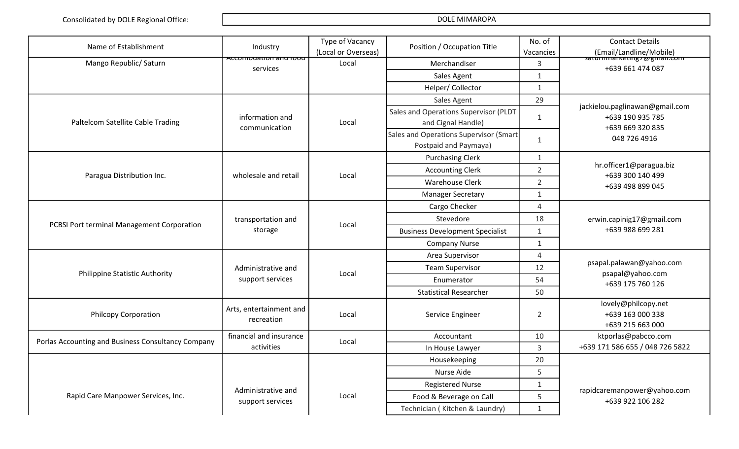Consolidated by DOLE Regional Office: DOLE MIMAROPA

| Name of Establishment | Industry | Type of Vacancy (Local or Overseas) | Position / Occupation Title | No. of Vacancies | Contact Details (Email/Landline/Mobile) |
|---|---|---|---|---|---|
| Mango Republic/ Saturn | Accomodation and food services | Local | Merchandiser | 3 | saturnmarketing7@gmail.com +639 661 474 087 |
| | | | Sales Agent | 1 | |
| | | | Helper/ Collector | 1 | |
| Paltelcom Satellite Cable Trading | information and communication | Local | Sales Agent | 29 | jackielou.paglinawan@gmail.com +639 190 935 785 +639 669 320 835 048 726 4916 |
| | | | Sales and Operations Supervisor (PLDT and Cignal Handle) | 1 | |
| | | | Sales and Operations Supervisor (Smart Postpaid and Paymaya) | 1 | |
| Paragua Distribution Inc. | wholesale and retail | Local | Purchasing Clerk | 1 | hr.officer1@paragua.biz +639 300 140 499 +639 498 899 045 |
| | | | Accounting Clerk | 2 | |
| | | | Warehouse Clerk | 2 | |
| | | | Manager Secretary | 1 | |
| PCBSI Port terminal Management Corporation | transportation and storage | Local | Cargo Checker | 4 | erwin.capinig17@gmail.com +639 988 699 281 |
| | | | Stevedore | 18 | |
| | | | Business Development Specialist | 1 | |
| | | | Company Nurse | 1 | |
| Philippine Statistic Authority | Administrative and support services | Local | Area Supervisor | 4 | psapal.palawan@yahoo.com psapal@yahoo.com +639 175 760 126 |
| | | | Team Supervisor | 12 | |
| | | | Enumerator | 54 | |
| | | | Statistical Researcher | 50 | |
| Philcopy Corporation | Arts, entertainment and recreation | Local | Service Engineer | 2 | lovely@philcopy.net +639 163 000 338 +639 215 663 000 |
| Porlas Accounting and Business Consultancy Company | financial and insurance activities | Local | Accountant | 10 | ktporlas@pabcco.com +639 171 586 655 / 048 726 5822 |
| | | | In House Lawyer | 3 | |
| Rapid Care Manpower Services, Inc. | Administrative and support services | Local | Housekeeping | 20 | rapidcaremanpower@yahoo.com +639 922 106 282 |
| | | | Nurse Aide | 5 | |
| | | | Registered Nurse | 1 | |
| | | | Food & Beverage on Call | 5 | |
| | | | Technician ( Kitchen & Laundry) | 1 | |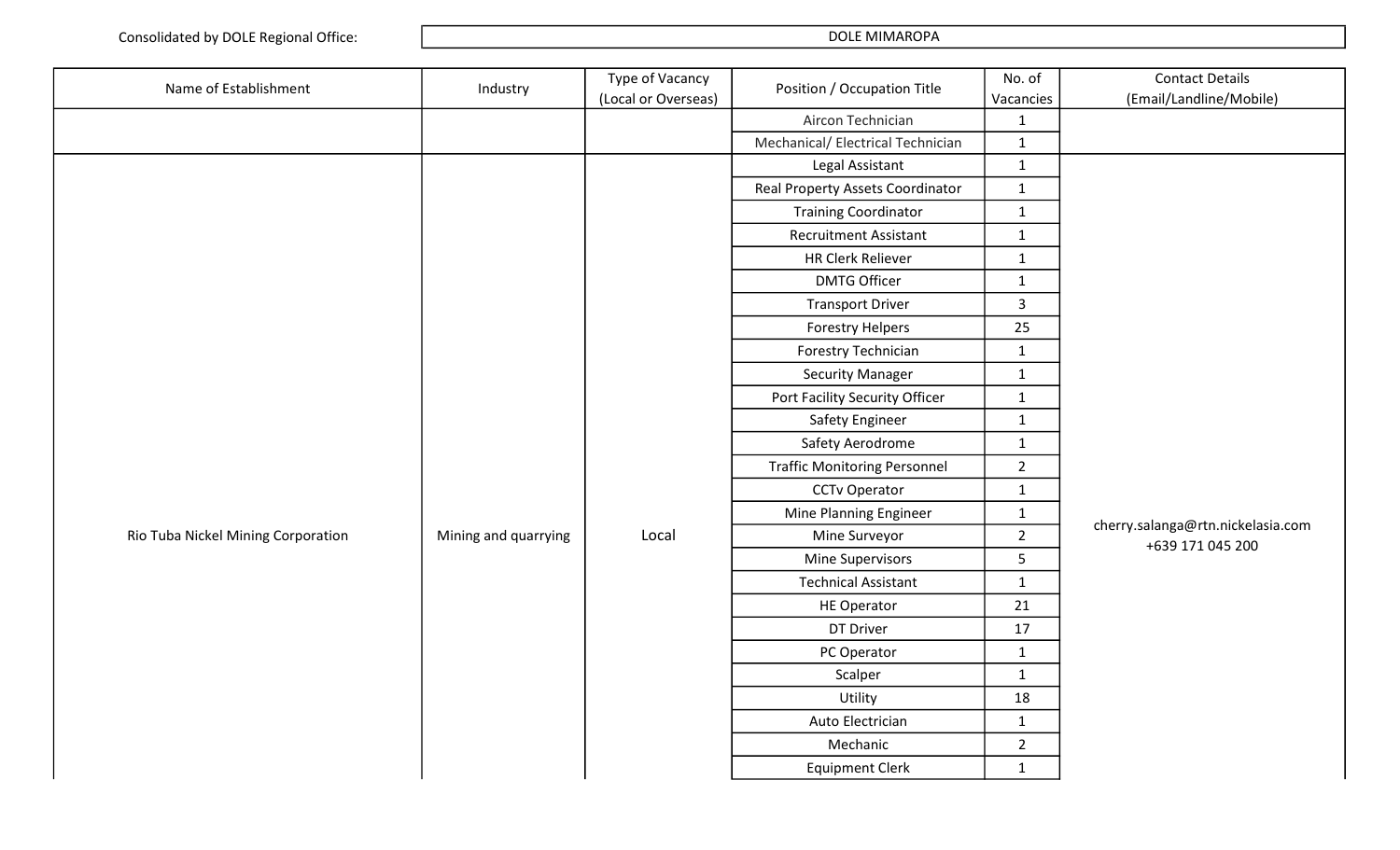Consolidated by DOLE Regional Office: DOLE MIMAROPA

| Name of Establishment | Industry | Type of Vacancy (Local or Overseas) | Position / Occupation Title | No. of Vacancies | Contact Details (Email/Landline/Mobile) |
|---|---|---|---|---|---|
| | | | Aircon Technician | 1 | |
| | | | Mechanical/ Electrical Technician | 1 | |
| Rio Tuba Nickel Mining Corporation | Mining and quarrying | Local | Legal Assistant | 1 | cherry.salanga@rtn.nickelasia.com +639 171 045 200 |
| | | | Real Property Assets Coordinator | 1 | |
| | | | Training Coordinator | 1 | |
| | | | Recruitment Assistant | 1 | |
| | | | HR Clerk Reliever | 1 | |
| | | | DMTG Officer | 1 | |
| | | | Transport Driver | 3 | |
| | | | Forestry Helpers | 25 | |
| | | | Forestry Technician | 1 | |
| | | | Security Manager | 1 | |
| | | | Port Facility Security Officer | 1 | |
| | | | Safety Engineer | 1 | |
| | | | Safety Aerodrome | 1 | |
| | | | Traffic Monitoring Personnel | 2 | |
| | | | CCTv Operator | 1 | |
| | | | Mine Planning Engineer | 1 | |
| | | | Mine Surveyor | 2 | |
| | | | Mine Supervisors | 5 | |
| | | | Technical Assistant | 1 | |
| | | | HE Operator | 21 | |
| | | | DT Driver | 17 | |
| | | | PC Operator | 1 | |
| | | | Scalper | 1 | |
| | | | Utility | 18 | |
| | | | Auto Electrician | 1 | |
| | | | Mechanic | 2 | |
| | | | Equipment Clerk | 1 | |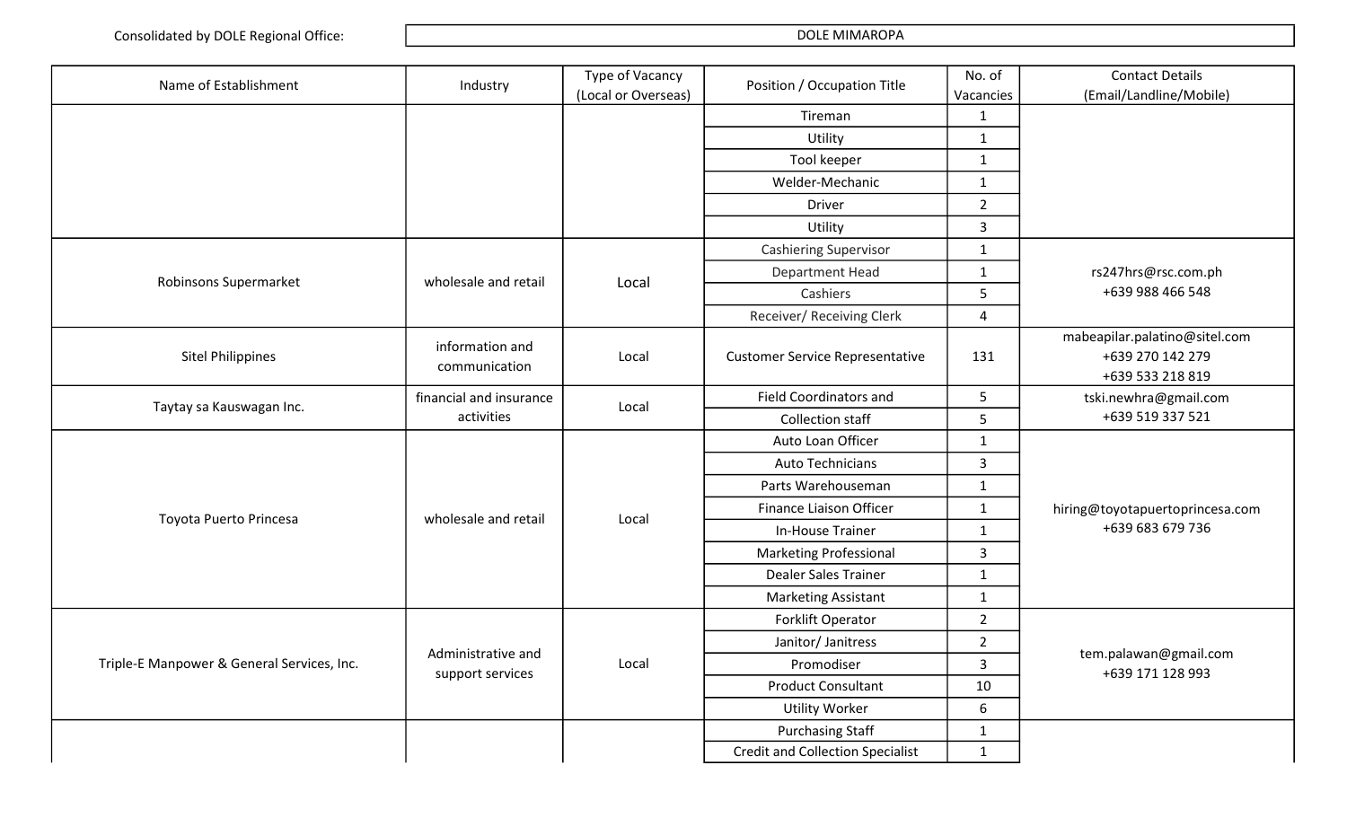Consolidated by DOLE Regional Office: DOLE MIMAROPA

| Name of Establishment | Industry | Type of Vacancy (Local or Overseas) | Position / Occupation Title | No. of Vacancies | Contact Details (Email/Landline/Mobile) |
|---|---|---|---|---|---|
| | | | Tireman | 1 | |
| | | | Utility | 1 | |
| | | | Tool keeper | 1 | |
| | | | Welder-Mechanic | 1 | |
| | | | Driver | 2 | |
| | | | Utility | 3 | |
| Robinsons Supermarket | wholesale and retail | Local | Cashiering Supervisor | 1 | rs247hrs@rsc.com.ph +639 988 466 548 |
| | | | Department Head | 1 | |
| | | | Cashiers | 5 | |
| | | | Receiver/ Receiving Clerk | 4 | |
| Sitel Philippines | information and communication | Local | Customer Service Representative | 131 | mabeapilar.palatino@sitel.com +639 270 142 279 +639 533 218 819 |
| Taytay sa Kauswagan Inc. | financial and insurance activities | Local | Field Coordinators and | 5 | tski.newhra@gmail.com +639 519 337 521 |
| | | | Collection staff | 5 | |
| Toyota Puerto Princesa | wholesale and retail | Local | Auto Loan Officer | 1 | hiring@toyotapuertoprincesa.com +639 683 679 736 |
| | | | Auto Technicians | 3 | |
| | | | Parts Warehouseman | 1 | |
| | | | Finance Liaison Officer | 1 | |
| | | | In-House Trainer | 1 | |
| | | | Marketing Professional | 3 | |
| | | | Dealer Sales Trainer | 1 | |
| | | | Marketing Assistant | 1 | |
| Triple-E Manpower & General Services, Inc. | Administrative and support services | Local | Forklift Operator | 2 | tem.palawan@gmail.com +639 171 128 993 |
| | | | Janitor/ Janitress | 2 | |
| | | | Promodiser | 3 | |
| | | | Product Consultant | 10 | |
| | | | Utility Worker | 6 | |
| | | | Purchasing Staff | 1 | |
| | | | Credit and Collection Specialist | 1 | |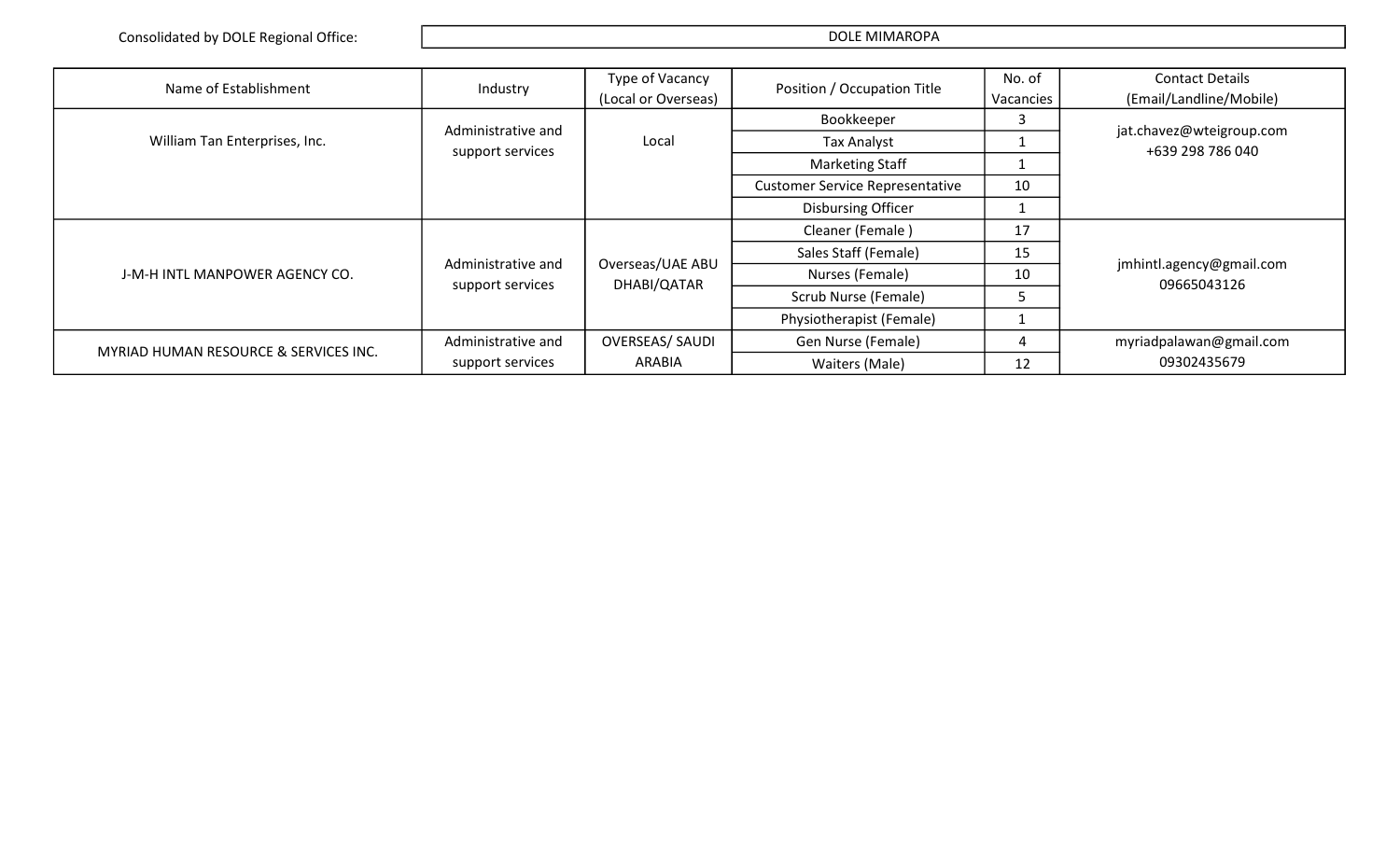Consolidated by DOLE Regional Office: DOLE MIMAROPA

| Name of Establishment | Industry | Type of Vacancy (Local or Overseas) | Position / Occupation Title | No. of Vacancies | Contact Details (Email/Landline/Mobile) |
|---|---|---|---|---|---|
| William Tan Enterprises, Inc. | Administrative and support services | Local | Bookkeeper | 3 | jat.chavez@wteigroup.com +639 298 786 040 |
| | | | Tax Analyst | 1 | |
| | | | Marketing Staff | 1 | |
| | | | Customer Service Representative | 10 | |
| | | | Disbursing Officer | 1 | |
| J-M-H INTL MANPOWER AGENCY CO. | Administrative and support services | Overseas/UAE ABU DHABI/QATAR | Cleaner (Female ) | 17 | jmhintl.agency@gmail.com 09665043126 |
| | | | Sales Staff (Female) | 15 | |
| | | | Nurses (Female) | 10 | |
| | | | Scrub Nurse (Female) | 5 | |
| | | | Physiotherapist (Female) | 1 | |
| MYRIAD HUMAN RESOURCE & SERVICES INC. | Administrative and support services | OVERSEAS/ SAUDI ARABIA | Gen Nurse (Female) | 4 | myriadpalawan@gmail.com 09302435679 |
| | | | Waiters (Male) | 12 | |